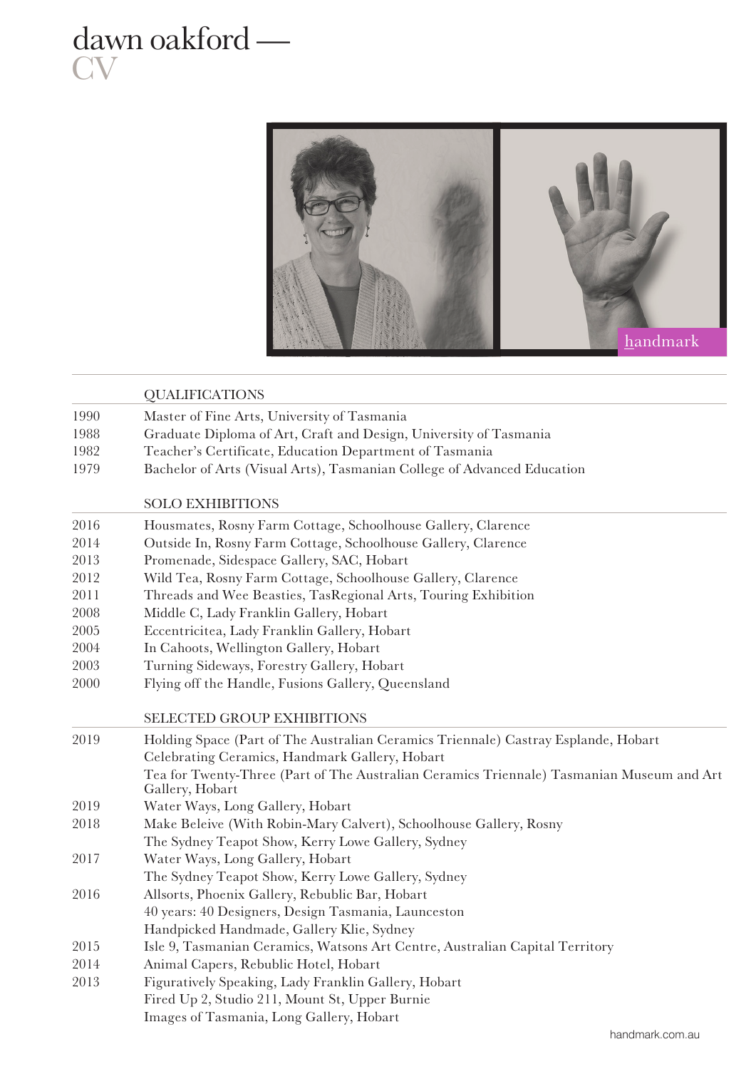# dawn oakford — CV

## QUALIFICATIONS

| | |
|---|---|
| 1990 | Master of Fine Arts, University of Tasmania |
| 1988 | Graduate Diploma of Art, Craft and Design, University of Tasmania |
| 1982 | Teacher's Certificate, Education Department of Tasmania |
| 1979 | Bachelor of Arts (Visual Arts), Tasmanian College of Advanced Education |

## SOLO EXHIBITIONS

| | |
|---|---|
| 2016 | Housmates, Rosny Farm Cottage, Schoolhouse Gallery, Clarence |
| 2014 | Outside In, Rosny Farm Cottage, Schoolhouse Gallery, Clarence |
| 2013 | Promenade, Sidespace Gallery, SAC, Hobart |
| 2012 | Wild Tea, Rosny Farm Cottage, Schoolhouse Gallery, Clarence |
| 2011 | Threads and Wee Beasties, TasRegional Arts, Touring Exhibition |
| 2008 | Middle C, Lady Franklin Gallery, Hobart |
| 2005 | Eccentricitea, Lady Franklin Gallery, Hobart |
| 2004 | In Cahoots, Wellington Gallery, Hobart |
| 2003 | Turning Sideways, Forestry Gallery, Hobart |
| 2000 | Flying off the Handle, Fusions Gallery, Queensland |

## SELECTED GROUP EXHIBITIONS

| | |
|---|---|
| 2019 | Holding Space (Part of The Australian Ceramics Triennale) Castray Esplande, Hobart |
| | Celebrating Ceramics, Handmark Gallery, Hobart |
| | Tea for Twenty-Three (Part of The Australian Ceramics Triennale) Tasmanian Museum and Art Gallery, Hobart |
| 2019 | Water Ways, Long Gallery, Hobart |
| 2018 | Make Beleive (With Robin-Mary Calvert), Schoolhouse Gallery, Rosny |
| | The Sydney Teapot Show, Kerry Lowe Gallery, Sydney |
| 2017 | Water Ways, Long Gallery, Hobart |
| | The Sydney Teapot Show, Kerry Lowe Gallery, Sydney |
| 2016 | Allsorts, Phoenix Gallery, Rebublic Bar, Hobart |
| | 40 years: 40 Designers, Design Tasmania, Launceston |
| | Handpicked Handmade, Gallery Klie, Sydney |
| 2015 | Isle 9, Tasmanian Ceramics, Watsons Art Centre, Australian Capital Territory |
| 2014 | Animal Capers, Rebublic Hotel, Hobart |
| 2013 | Figuratively Speaking, Lady Franklin Gallery, Hobart |
| | Fired Up 2, Studio 211, Mount St, Upper Burnie |
| | Images of Tasmania, Long Gallery, Hobart |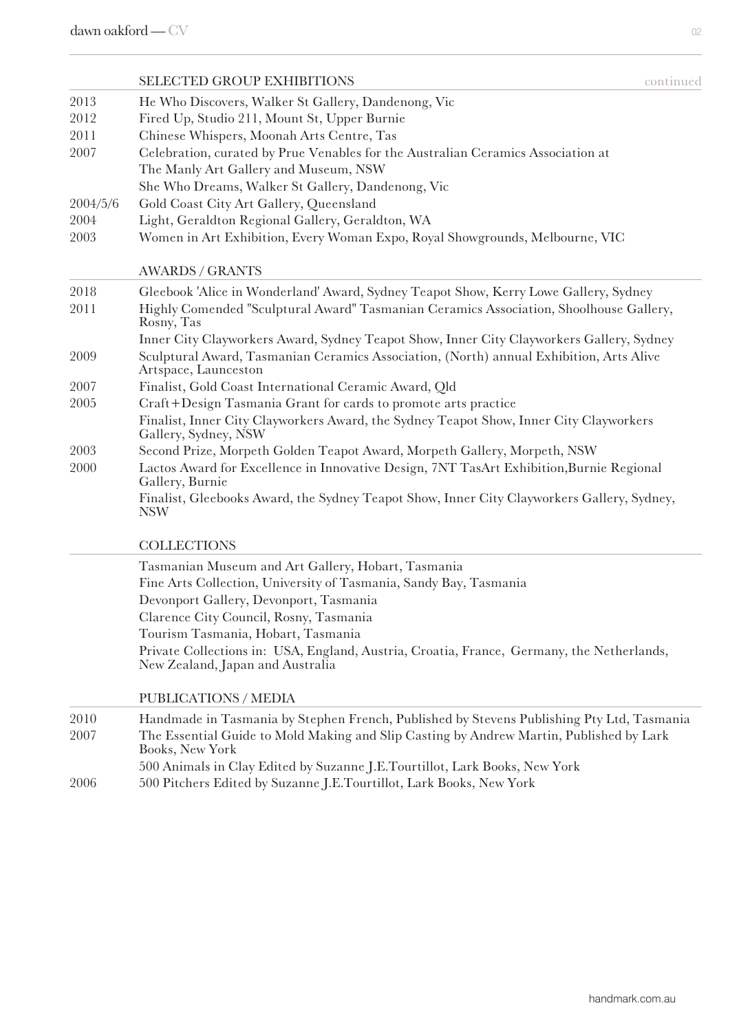## SELECTED GROUP EXHIBITIONS

continued

| | |
|---|---|
| 2013 | He Who Discovers, Walker St Gallery, Dandenong, Vic |
| 2012 | Fired Up, Studio 211, Mount St, Upper Burnie |
| 2011 | Chinese Whispers, Moonah Arts Centre, Tas |
| 2007 | Celebration, curated by Prue Venables for the Australian Ceramics Association at The Manly Art Gallery and Museum, NSW |
| | She Who Dreams, Walker St Gallery, Dandenong, Vic |
| 2004/5/6 | Gold Coast City Art Gallery, Queensland |
| 2004 | Light, Geraldton Regional Gallery, Geraldton, WA |
| 2003 | Women in Art Exhibition, Every Woman Expo, Royal Showgrounds, Melbourne, VIC |

## AWARDS / GRANTS

| | |
|---|---|
| 2018 | Gleebook 'Alice in Wonderland' Award, Sydney Teapot Show, Kerry Lowe Gallery, Sydney |
| 2011 | Highly Comended "Sculptural Award" Tasmanian Ceramics Association, Shoolhouse Gallery, Rosny, Tas |
| | Inner City Clayworkers Award, Sydney Teapot Show, Inner City Clayworkers Gallery, Sydney |
| 2009 | Sculptural Award, Tasmanian Ceramics Association, (North) annual Exhibition, Arts Alive Artspace, Launceston |
| 2007 | Finalist, Gold Coast International Ceramic Award, Qld |
| 2005 | Craft+Design Tasmania Grant for cards to promote arts practice |
| | Finalist, Inner City Clayworkers Award, the Sydney Teapot Show, Inner City Clayworkers Gallery, Sydney, NSW |
| 2003 | Second Prize, Morpeth Golden Teapot Award, Morpeth Gallery, Morpeth, NSW |
| 2000 | Lactos Award for Excellence in Innovative Design, 7NT TasArt Exhibition,Burnie Regional Gallery, Burnie |
| | Finalist, Gleebooks Award, the Sydney Teapot Show, Inner City Clayworkers Gallery, Sydney, NSW |

## COLLECTIONS

Tasmanian Museum and Art Gallery, Hobart, Tasmania

Fine Arts Collection, University of Tasmania, Sandy Bay, Tasmania

Devonport Gallery, Devonport, Tasmania

Clarence City Council, Rosny, Tasmania

Tourism Tasmania, Hobart, Tasmania

Private Collections in: USA, England, Austria, Croatia, France, Germany, the Netherlands, New Zealand, Japan and Australia

## PUBLICATIONS / MEDIA

| | |
|---|---|
| 2010 | Handmade in Tasmania by Stephen French, Published by Stevens Publishing Pty Ltd, Tasmania |
| 2007 | The Essential Guide to Mold Making and Slip Casting by Andrew Martin, Published by Lark Books, New York |
| | 500 Animals in Clay Edited by Suzanne J.E.Tourtillot, Lark Books, New York |
| 2006 | 500 Pitchers Edited by Suzanne J.E.Tourtillot, Lark Books, New York |